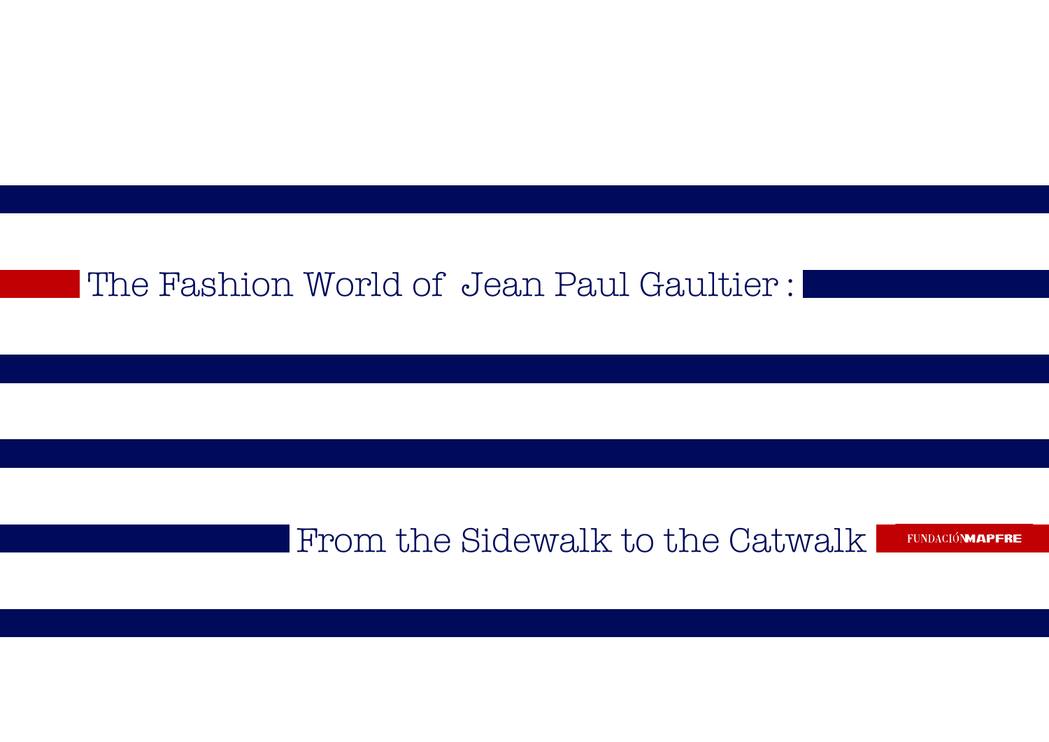# The Fashion World of Jean Paul Gaultier :

## From the Sidewalk to the Catwalk

FUNDACIÓN MAPFRE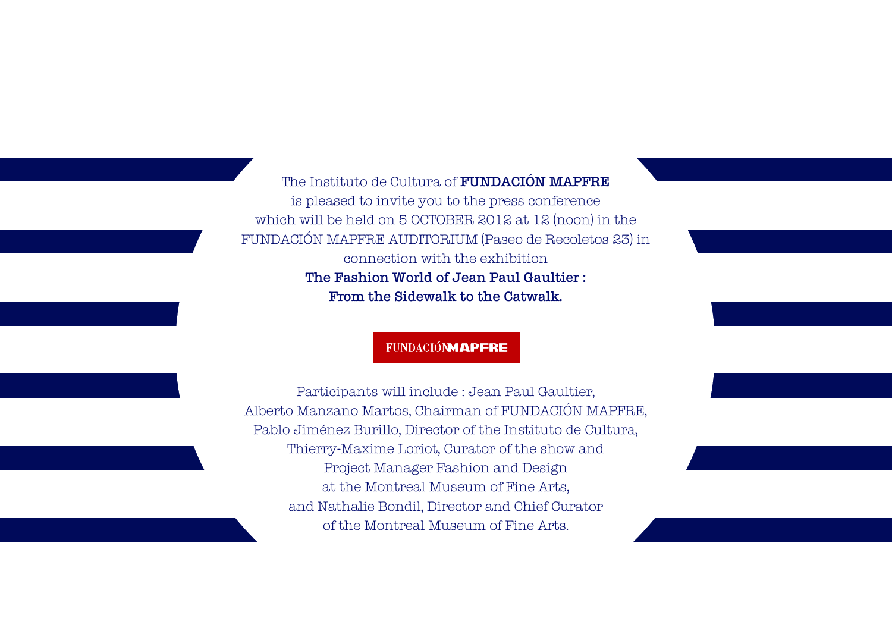The Instituto de Cultura of **FUNDACIÓN MAPFRE**
is pleased to invite you to the press conference
which will be held on 5 OCTOBER 2012 at 12 (noon) in the
FUNDACIÓN MAPFRE AUDITORIUM (Paseo de Recoletos 23) in
connection with the exhibition
**The Fashion World of Jean Paul Gaultier :**
**From the Sidewalk to the Catwalk.**

FUNDACIÓN **MAPFRE**

Participants will include : Jean Paul Gaultier,
Alberto Manzano Martos, Chairman of FUNDACIÓN MAPFRE,
Pablo Jiménez Burillo, Director of the Instituto de Cultura,
Thierry-Maxime Loriot, Curator of the show and
Project Manager Fashion and Design
at the Montreal Museum of Fine Arts,
and Nathalie Bondil, Director and Chief Curator
of the Montreal Museum of Fine Arts.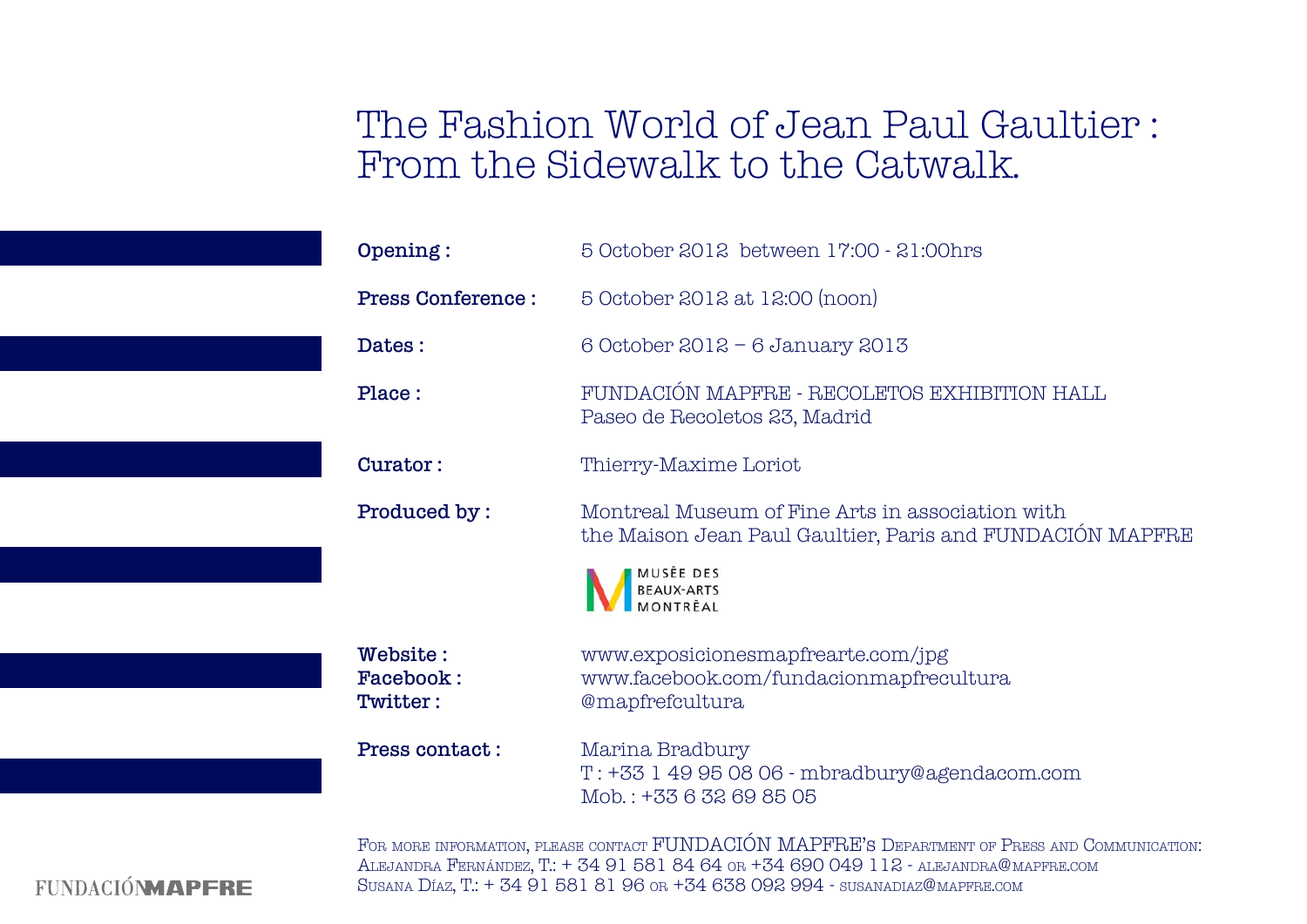# The Fashion World of Jean Paul Gaultier : From the Sidewalk to the Catwalk.

**Opening :** 5 October 2012 between 17:00 - 21:00hrs

**Press Conference :** 5 October 2012 at 12:00 (noon)

**Dates :** 6 October 2012 – 6 January 2013

**Place :** FUNDACIÓN MAPFRE - RECOLETOS EXHIBITION HALL
Paseo de Recoletos 23, Madrid

**Curator :** Thierry-Maxime Loriot

**Produced by :** Montreal Museum of Fine Arts in association with the Maison Jean Paul Gaultier, Paris and FUNDACIÓN MAPFRE

MUSÉE DES BEAUX-ARTS MONTRÉAL

**Website :** www.exposicionesmapfrearte.com/jpg
**Facebook :** www.facebook.com/fundacionmapfrecultura
**Twitter :** @mapfrefcultura

**Press contact :** Marina Bradbury
T : +33 1 49 95 08 06 - mbradbury@agendacom.com
Mob. : +33 6 32 69 85 05

For more information, please contact FUNDACIÓN MAPFRE's Department of Press and Communication:
Alejandra Fernández, T.: + 34 91 581 84 64 or +34 690 049 112 - alejandra@mapfre.com
Susana Díaz, T.: + 34 91 581 81 96 or +34 638 092 994 - susanadiaz@mapfre.com

FUNDACIÓN MAPFRE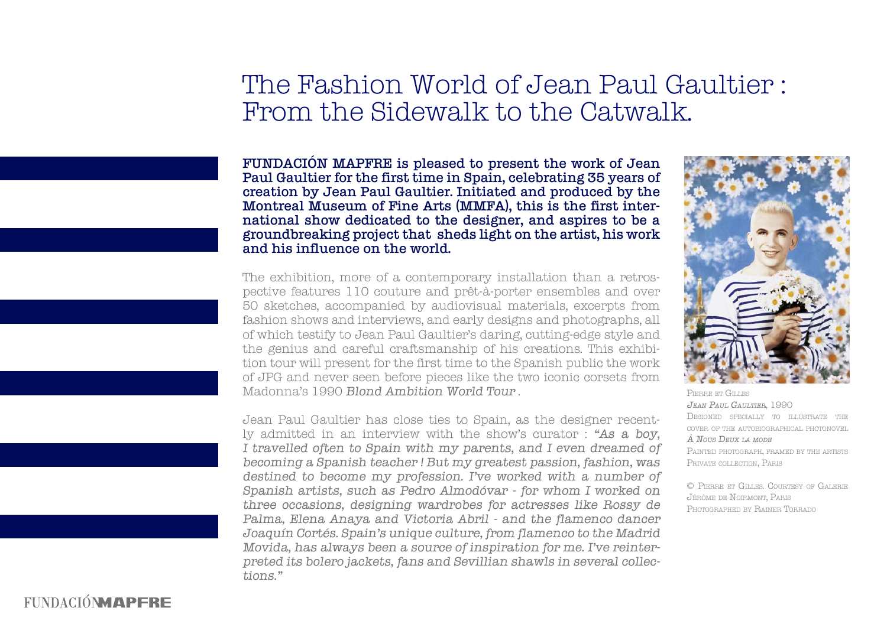# The Fashion World of Jean Paul Gaultier : From the Sidewalk to the Catwalk.

**FUNDACIÓN MAPFRE is pleased to present the work of Jean Paul Gaultier for the first time in Spain, celebrating 35 years of creation by Jean Paul Gaultier. Initiated and produced by the Montreal Museum of Fine Arts (MMFA), this is the first international show dedicated to the designer, and aspires to be a groundbreaking project that sheds light on the artist, his work and his influence on the world.**

The exhibition, more of a contemporary installation than a retrospective features 110 couture and prêt-à-porter ensembles and over 50 sketches, accompanied by audiovisual materials, excerpts from fashion shows and interviews, and early designs and photographs, all of which testify to Jean Paul Gaultier's daring, cutting-edge style and the genius and careful craftsmanship of his creations. This exhibition tour will present for the first time to the Spanish public the work of JPG and never seen before pieces like the two iconic corsets from Madonna's 1990 *Blond Ambition World Tour* .

Jean Paul Gaultier has close ties to Spain, as the designer recently admitted in an interview with the show's curator : *"As a boy, I travelled often to Spain with my parents, and I even dreamed of becoming a Spanish teacher ! But my greatest passion, fashion, was destined to become my profession. I've worked with a number of Spanish artists, such as Pedro Almodóvar - for whom I worked on three occasions, designing wardrobes for actresses like Rossy de Palma, Elena Anaya and Victoria Abril - and the flamenco dancer Joaquín Cortés. Spain's unique culture, from flamenco to the Madrid Movida, has always been a source of inspiration for me. I've reinterpreted its bolero jackets, fans and Sevillian shawls in several collections."*

Pierre et Gilles
*Jean Paul Gaultier*, 1990
Designed specially to illustrate the cover of the autobiographical photonovel *À Nous Deux la mode*
Painted photograph, framed by the artists
Private collection, Paris

© Pierre et Gilles. Courtesy of Galerie Jérôme de Noirmont, Paris
Photographed by Rainer Torrado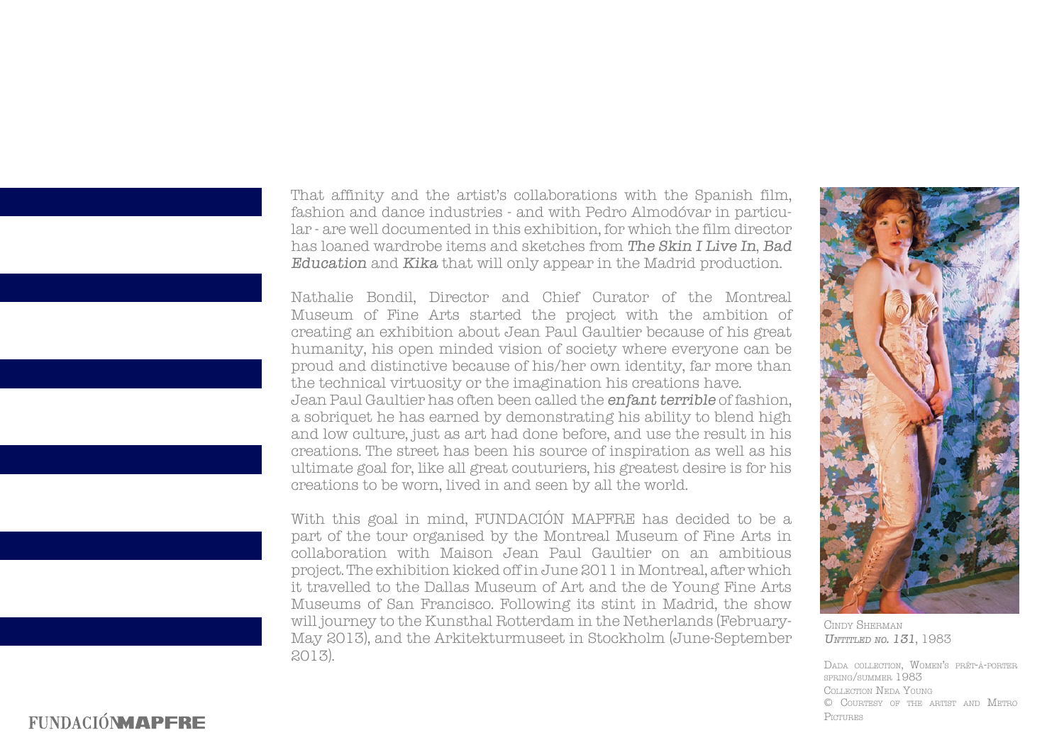That affinity and the artist's collaborations with the Spanish film, fashion and dance industries - and with Pedro Almodóvar in particular - are well documented in this exhibition, for which the film director has loaned wardrobe items and sketches from *The Skin I Live In*, *Bad Education* and *Kika* that will only appear in the Madrid production.

Nathalie Bondil, Director and Chief Curator of the Montreal Museum of Fine Arts started the project with the ambition of creating an exhibition about Jean Paul Gaultier because of his great humanity, his open minded vision of society where everyone can be proud and distinctive because of his/her own identity, far more than the technical virtuosity or the imagination his creations have.
Jean Paul Gaultier has often been called the *enfant terrible* of fashion, a sobriquet he has earned by demonstrating his ability to blend high and low culture, just as art had done before, and use the result in his creations. The street has been his source of inspiration as well as his ultimate goal for, like all great couturiers, his greatest desire is for his creations to be worn, lived in and seen by all the world.

With this goal in mind, FUNDACIÓN MAPFRE has decided to be a part of the tour organised by the Montreal Museum of Fine Arts in collaboration with Maison Jean Paul Gaultier on an ambitious project. The exhibition kicked off in June 2011 in Montreal, after which it travelled to the Dallas Museum of Art and the de Young Fine Arts Museums of San Francisco. Following its stint in Madrid, the show will journey to the Kunsthal Rotterdam in the Netherlands (February-May 2013), and the Arkitekturmuseet in Stockholm (June-September 2013).

Cindy Sherman
*Untitled no. 131*, 1983

Dada collection, Women's prêt-à-porter spring/summer 1983
Collection Neda Young
© Courtesy of the artist and Metro Pictures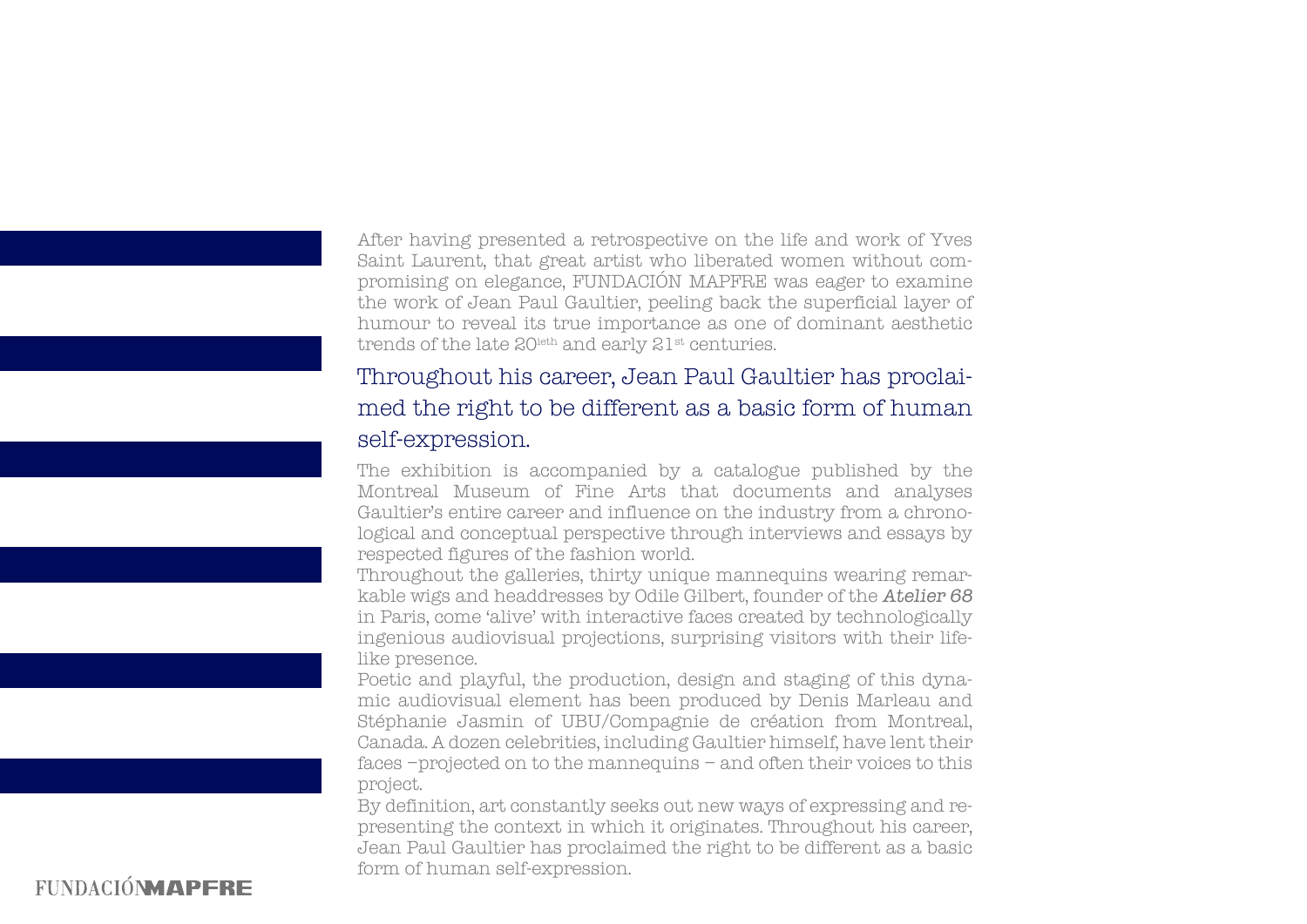After having presented a retrospective on the life and work of Yves Saint Laurent, that great artist who liberated women without compromising on elegance, FUNDACIÓN MAPFRE was eager to examine the work of Jean Paul Gaultier, peeling back the superficial layer of humour to reveal its true importance as one of dominant aesthetic trends of the late 20ieth and early 21st centuries.

> Throughout his career, Jean Paul Gaultier has proclaimed the right to be different as a basic form of human self-expression.

The exhibition is accompanied by a catalogue published by the Montreal Museum of Fine Arts that documents and analyses Gaultier's entire career and influence on the industry from a chronological and conceptual perspective through interviews and essays by respected figures of the fashion world.

Throughout the galleries, thirty unique mannequins wearing remarkable wigs and headdresses by Odile Gilbert, founder of the *Atelier 68* in Paris, come 'alive' with interactive faces created by technologically ingenious audiovisual projections, surprising visitors with their lifelike presence.

Poetic and playful, the production, design and staging of this dynamic audiovisual element has been produced by Denis Marleau and Stéphanie Jasmin of UBU/Compagnie de création from Montreal, Canada. A dozen celebrities, including Gaultier himself, have lent their faces –projected on to the mannequins – and often their voices to this project.

By definition, art constantly seeks out new ways of expressing and representing the context in which it originates. Throughout his career, Jean Paul Gaultier has proclaimed the right to be different as a basic form of human self-expression.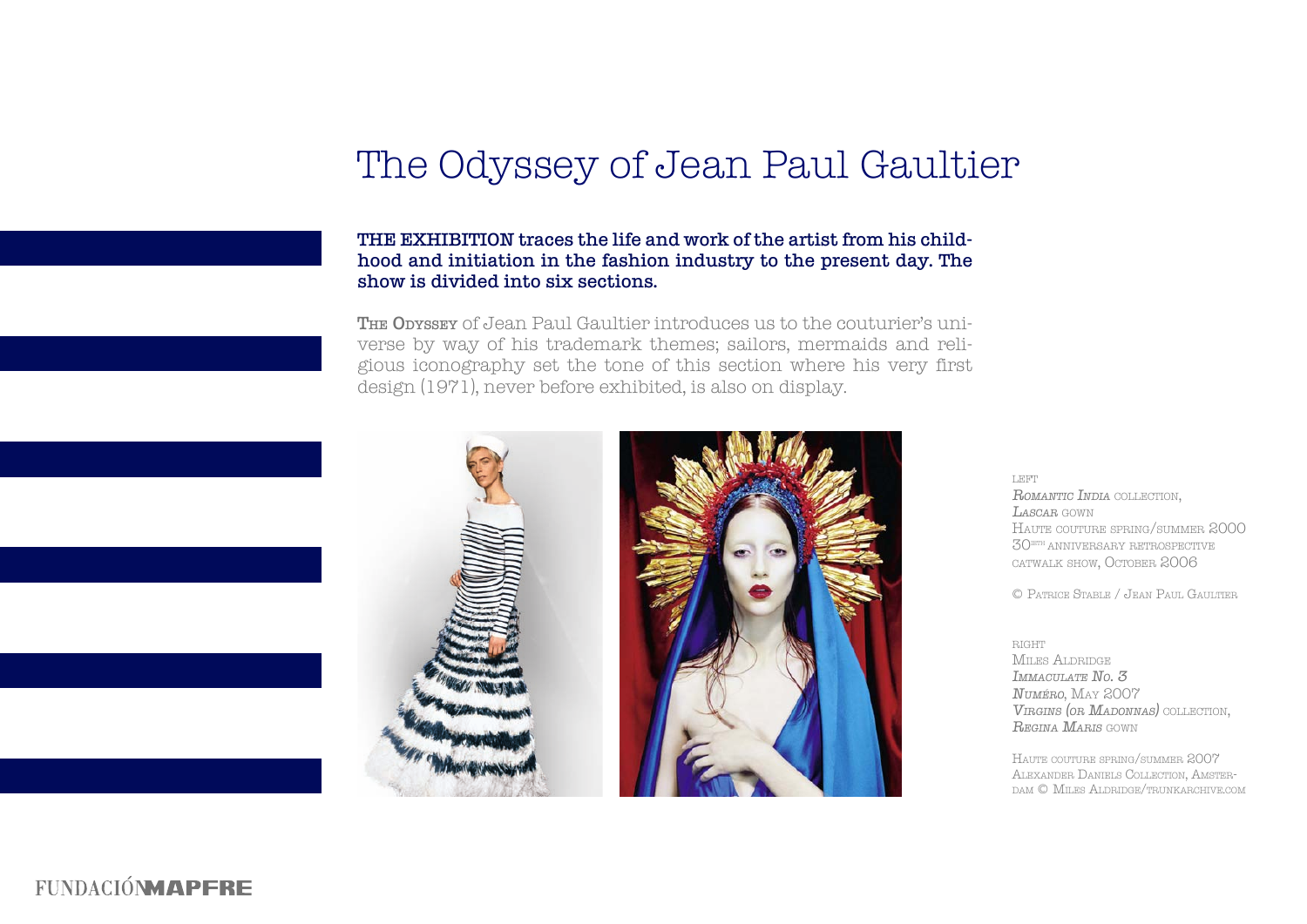# The Odyssey of Jean Paul Gaultier

**THE EXHIBITION traces the life and work of the artist from his childhood and initiation in the fashion industry to the present day. The show is divided into six sections.**

**The Odyssey** of Jean Paul Gaultier introduces us to the couturier's universe by way of his trademark themes; sailors, mermaids and religious iconography set the tone of this section where his very first design (1971), never before exhibited, is also on display.

LEFT
*Romantic India* collection,
*Lascar* gown
Haute couture spring/summer 2000
30th anniversary retrospective catwalk show, October 2006

© Patrice Stable / Jean Paul Gaultier

RIGHT
Miles Aldridge
*Immaculate No. 3*
*Numéro*, May 2007
*Virgins (or Madonnas)* collection,
*Regina Maris* gown

Haute couture spring/summer 2007
Alexander Daniels Collection, Amsterdam © Miles Aldridge/trunkarchive.com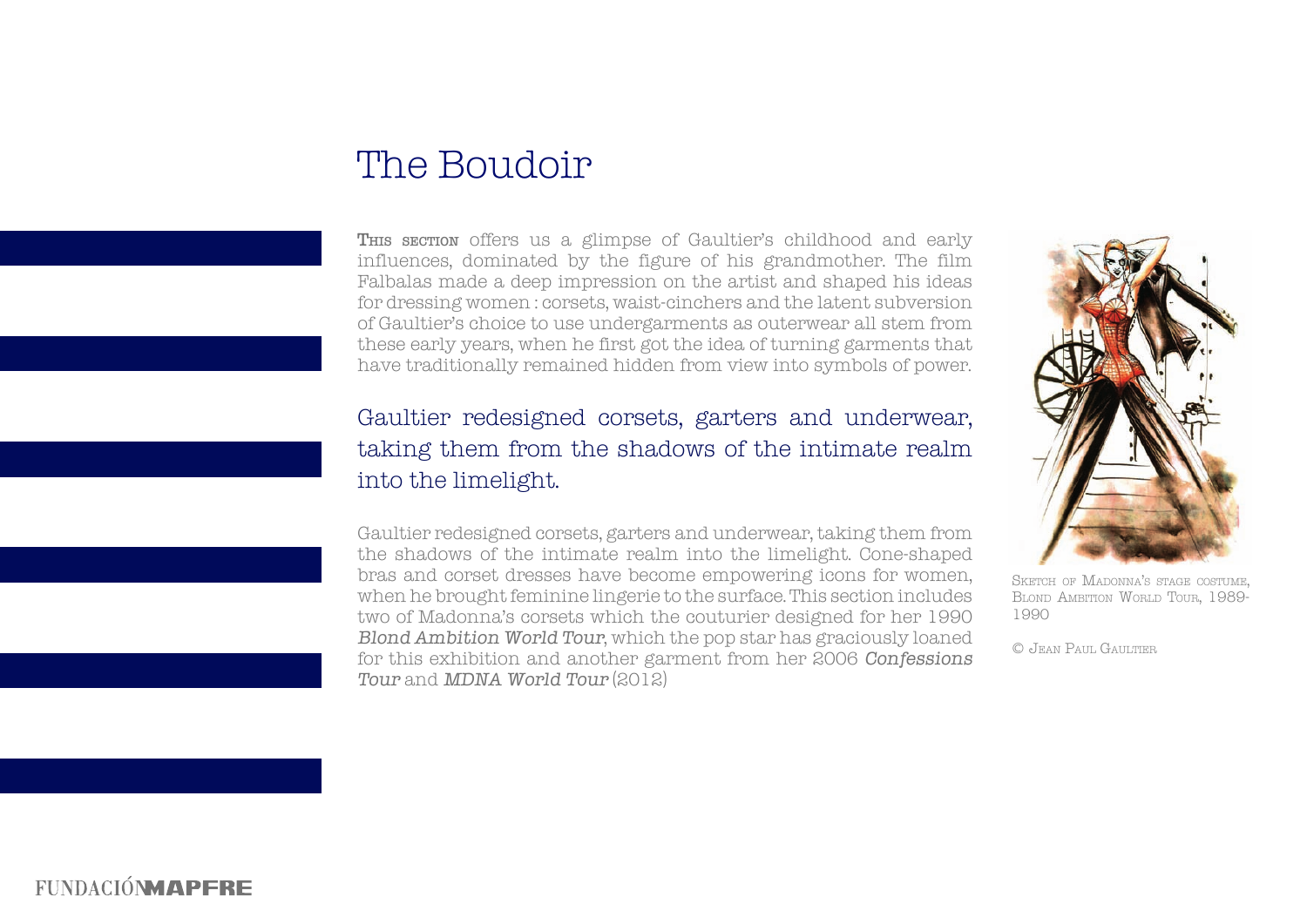# The Boudoir

**This section** offers us a glimpse of Gaultier's childhood and early influences, dominated by the figure of his grandmother. The film Falbalas made a deep impression on the artist and shaped his ideas for dressing women : corsets, waist-cinchers and the latent subversion of Gaultier's choice to use undergarments as outerwear all stem from these early years, when he first got the idea of turning garments that have traditionally remained hidden from view into symbols of power.

Gaultier redesigned corsets, garters and underwear, taking them from the shadows of the intimate realm into the limelight.

Gaultier redesigned corsets, garters and underwear, taking them from the shadows of the intimate realm into the limelight. Cone-shaped bras and corset dresses have become empowering icons for women, when he brought feminine lingerie to the surface. This section includes two of Madonna's corsets which the couturier designed for her 1990 *Blond Ambition World Tour*, which the pop star has graciously loaned for this exhibition and another garment from her 2006 *Confessions Tour* and *MDNA World Tour* (2012)

Sketch of Madonna's stage costume, Blond Ambition World Tour, 1989-1990

© Jean Paul Gaultier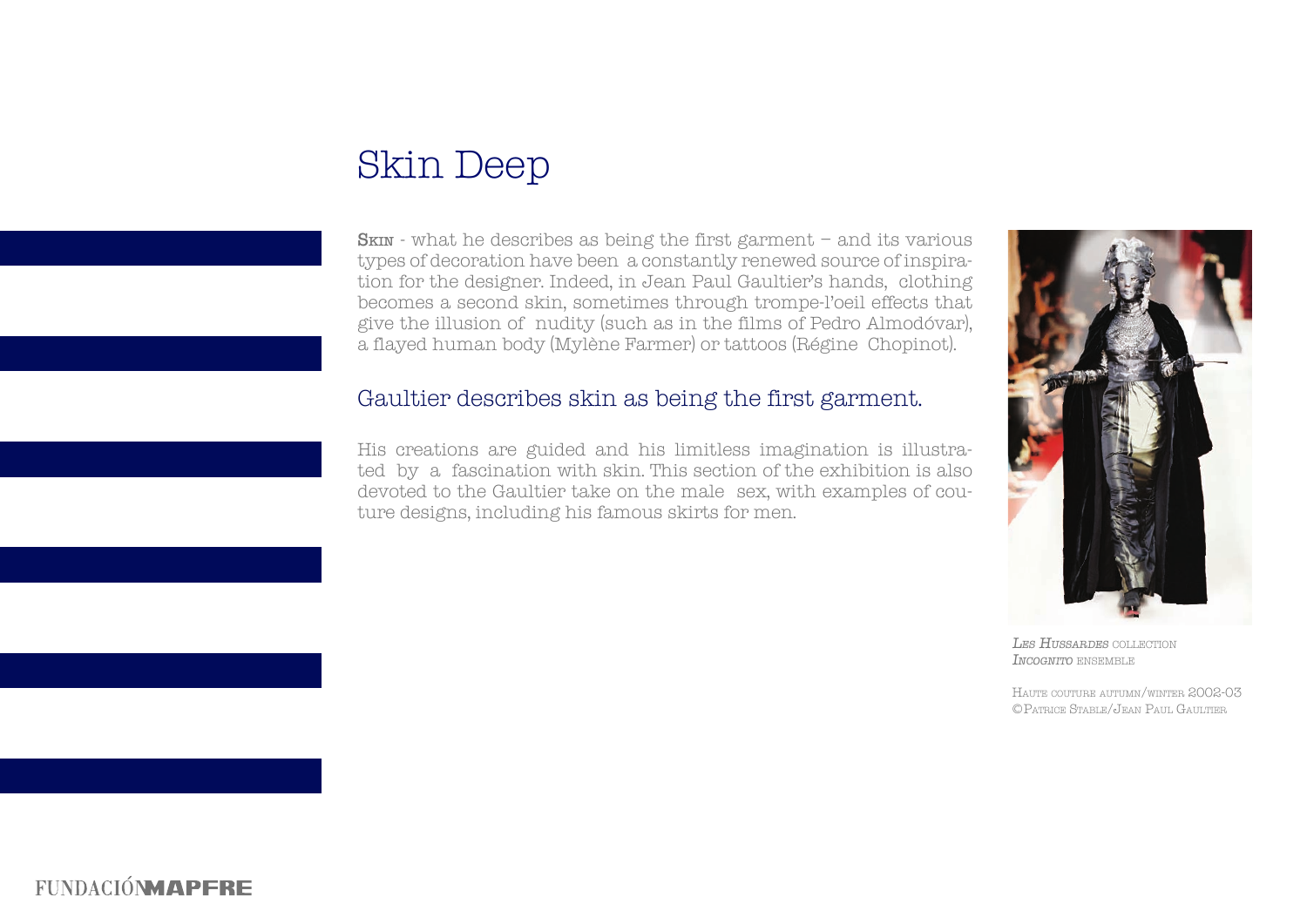# Skin Deep

**Skin** - what he describes as being the first garment – and its various types of decoration have been a constantly renewed source of inspiration for the designer. Indeed, in Jean Paul Gaultier's hands, clothing becomes a second skin, sometimes through trompe-l'oeil effects that give the illusion of nudity (such as in the films of Pedro Almodóvar), a flayed human body (Mylène Farmer) or tattoos (Régine Chopinot).

## Gaultier describes skin as being the first garment.

His creations are guided and his limitless imagination is illustrated by a fascination with skin. This section of the exhibition is also devoted to the Gaultier take on the male sex, with examples of couture designs, including his famous skirts for men.

*Les Hussardes* collection
*Incognito* ensemble

Haute couture autumn/winter 2002-03
©Patrice Stable/Jean Paul Gaultier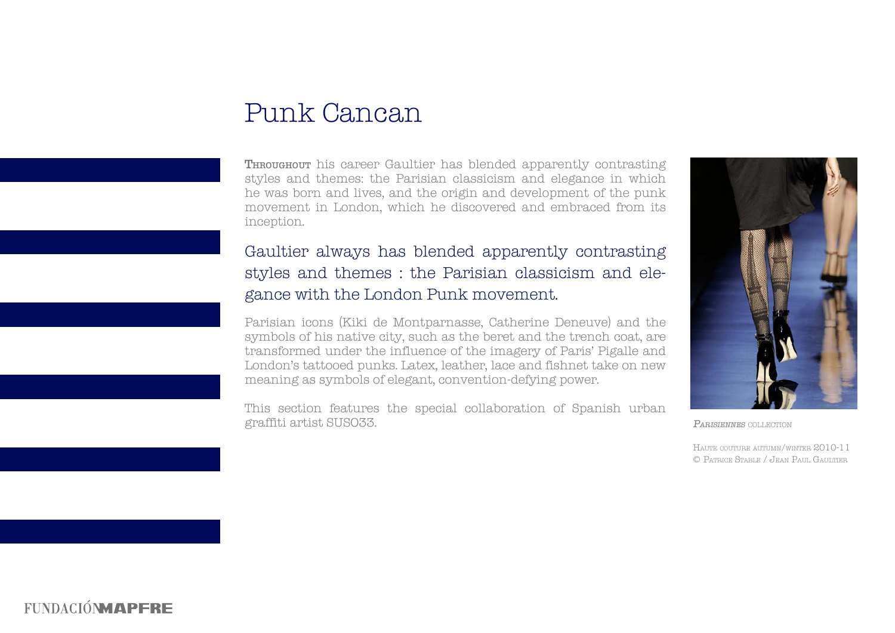# Punk Cancan

Throughout his career Gaultier has blended apparently contrasting styles and themes: the Parisian classicism and elegance in which he was born and lives, and the origin and development of the punk movement in London, which he discovered and embraced from its inception.

Gaultier always has blended apparently contrasting styles and themes : the Parisian classicism and elegance with the London Punk movement.

Parisian icons (Kiki de Montparnasse, Catherine Deneuve) and the symbols of his native city, such as the beret and the trench coat, are transformed under the influence of the imagery of Paris' Pigalle and London's tattooed punks. Latex, leather, lace and fishnet take on new meaning as symbols of elegant, convention-defying power.

This section features the special collaboration of Spanish urban graffiti artist SUSO33.

*Parisiennes* collection

Haute couture autumn/winter 2010-11
© Patrice Stable / Jean Paul Gaultier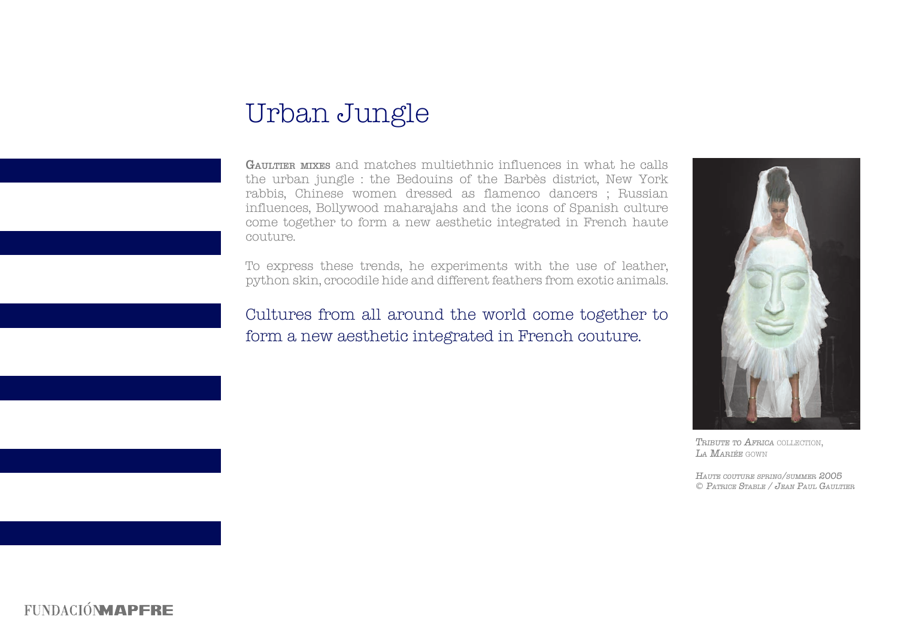# Urban Jungle

**Gaultier mixes** and matches multiethnic influences in what he calls the urban jungle : the Bedouins of the Barbès district, New York rabbis, Chinese women dressed as flamenco dancers ; Russian influences, Bollywood maharajahs and the icons of Spanish culture come together to form a new aesthetic integrated in French haute couture.

To express these trends, he experiments with the use of leather, python skin, crocodile hide and different feathers from exotic animals.

Cultures from all around the world come together to form a new aesthetic integrated in French couture.

*Tribute to Africa* collection, *La Mariée* gown

*Haute couture spring/summer 2005*
*© Patrice Stable / Jean Paul Gaultier*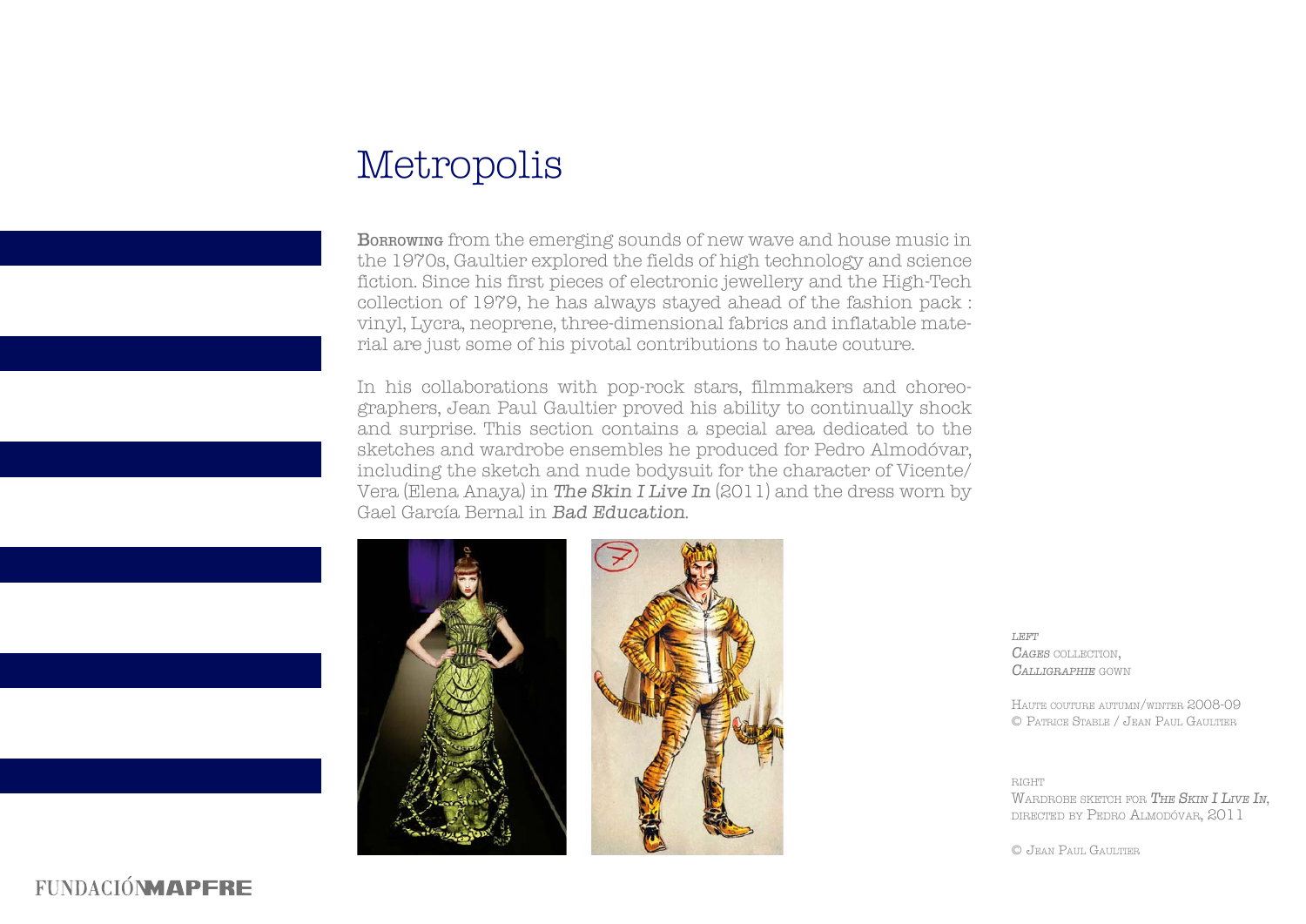# Metropolis

**Borrowing** from the emerging sounds of new wave and house music in the 1970s, Gaultier explored the fields of high technology and science fiction. Since his first pieces of electronic jewellery and the High-Tech collection of 1979, he has always stayed ahead of the fashion pack : vinyl, Lycra, neoprene, three-dimensional fabrics and inflatable material are just some of his pivotal contributions to haute couture.

In his collaborations with pop-rock stars, filmmakers and choreographers, Jean Paul Gaultier proved his ability to continually shock and surprise. This section contains a special area dedicated to the sketches and wardrobe ensembles he produced for Pedro Almodóvar, including the sketch and nude bodysuit for the character of Vicente/Vera (Elena Anaya) in *The Skin I Live In* (2011) and the dress worn by Gael García Bernal in *Bad Education*.

*left*
*Cages* collection,
*Calligraphie* gown

Haute couture autumn/winter 2008-09
© Patrice Stable / Jean Paul Gaultier

right
Wardrobe sketch for *The Skin I Live In*,
directed by Pedro Almodóvar, 2011

© Jean Paul Gaultier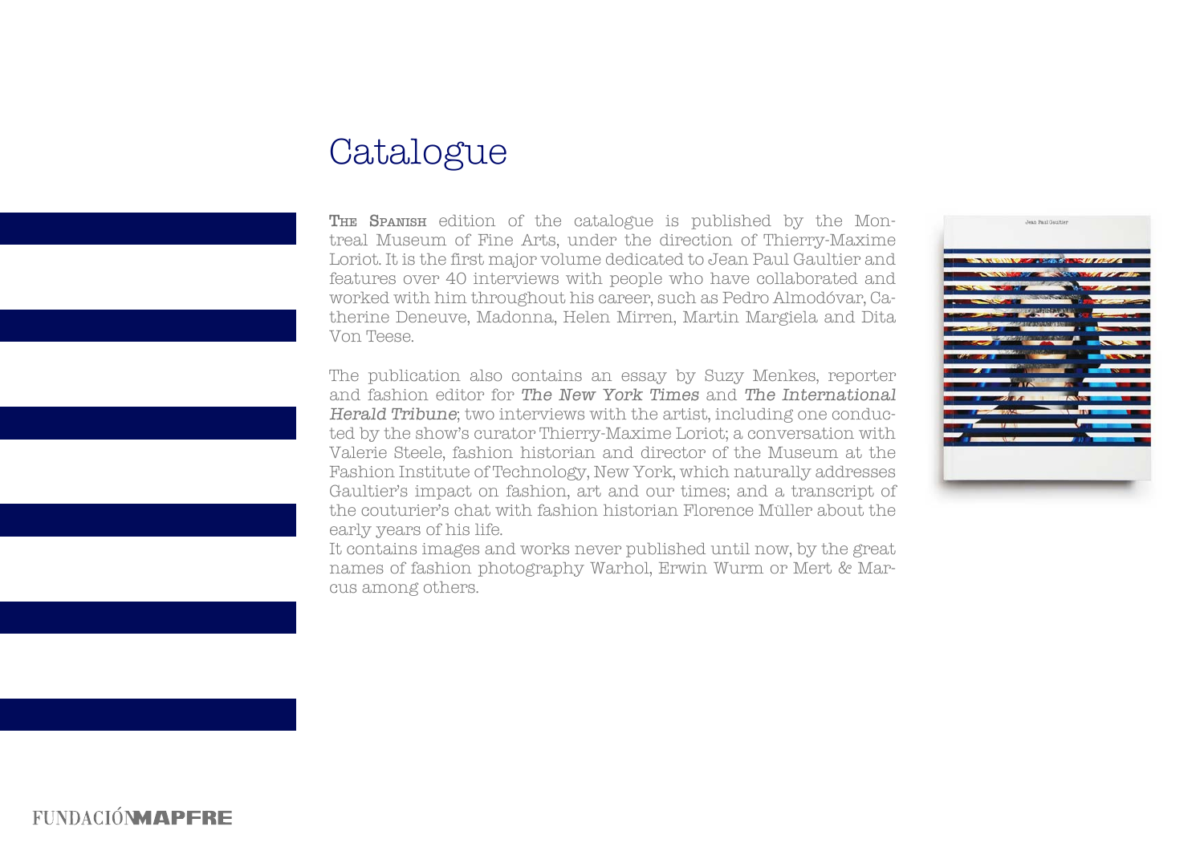# Catalogue

THE SPANISH edition of the catalogue is published by the Montreal Museum of Fine Arts, under the direction of Thierry-Maxime Loriot. It is the first major volume dedicated to Jean Paul Gaultier and features over 40 interviews with people who have collaborated and worked with him throughout his career, such as Pedro Almodóvar, Catherine Deneuve, Madonna, Helen Mirren, Martin Margiela and Dita Von Teese.

The publication also contains an essay by Suzy Menkes, reporter and fashion editor for *The New York Times* and *The International Herald Tribune*; two interviews with the artist, including one conducted by the show's curator Thierry-Maxime Loriot; a conversation with Valerie Steele, fashion historian and director of the Museum at the Fashion Institute of Technology, New York, which naturally addresses Gaultier's impact on fashion, art and our times; and a transcript of the couturier's chat with fashion historian Florence Müller about the early years of his life.
It contains images and works never published until now, by the great names of fashion photography Warhol, Erwin Wurm or Mert & Marcus among others.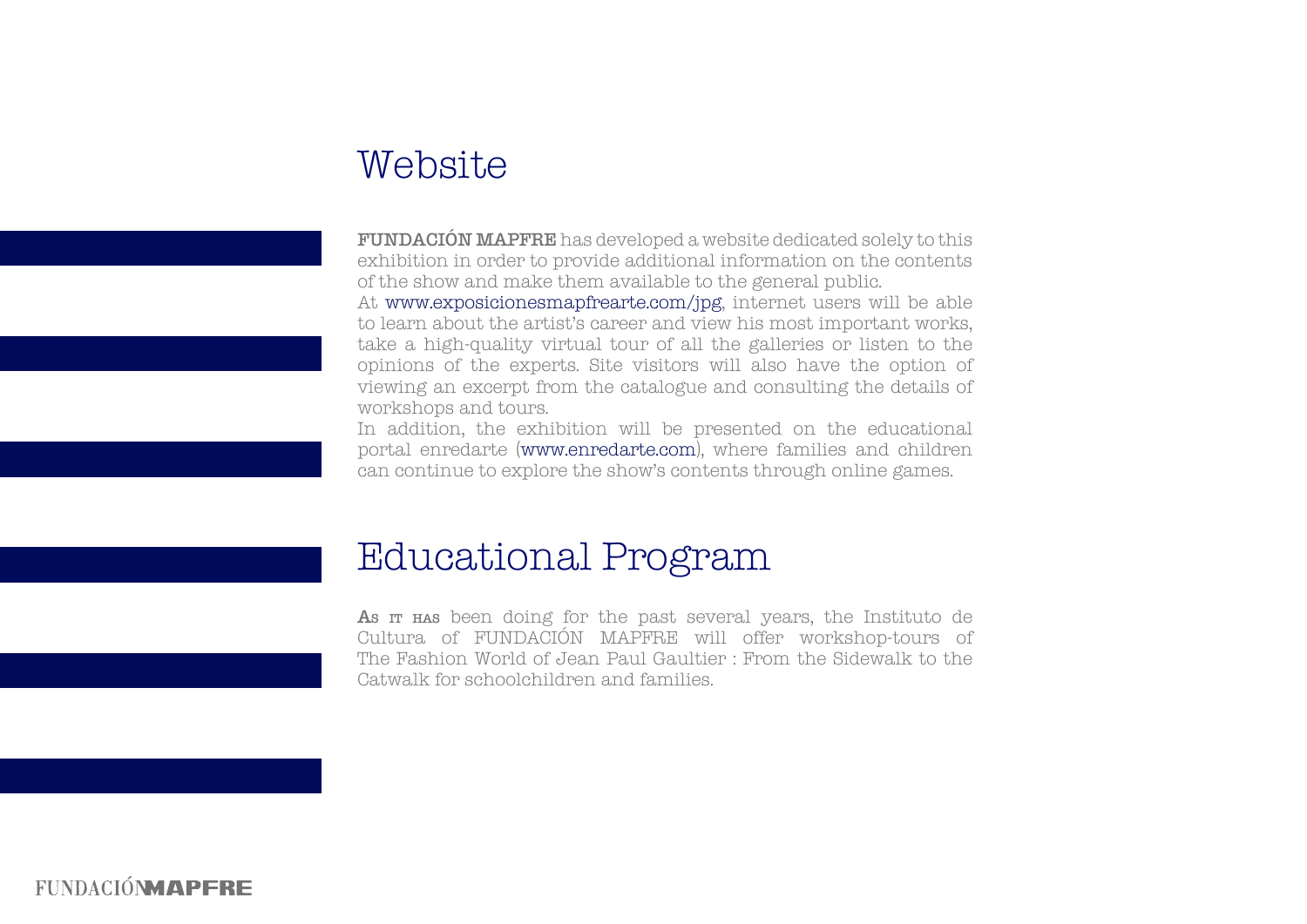# Website

**FUNDACIÓN MAPFRE** has developed a website dedicated solely to this exhibition in order to provide additional information on the contents of the show and make them available to the general public.

At www.exposicionesmapfrearte.com/jpg, internet users will be able to learn about the artist's career and view his most important works, take a high-quality virtual tour of all the galleries or listen to the opinions of the experts. Site visitors will also have the option of viewing an excerpt from the catalogue and consulting the details of workshops and tours.

In addition, the exhibition will be presented on the educational portal enredarte (www.enredarte.com), where families and children can continue to explore the show's contents through online games.

# Educational Program

**As it has** been doing for the past several years, the Instituto de Cultura of FUNDACIÓN MAPFRE will offer workshop-tours of The Fashion World of Jean Paul Gaultier : From the Sidewalk to the Catwalk for schoolchildren and families.